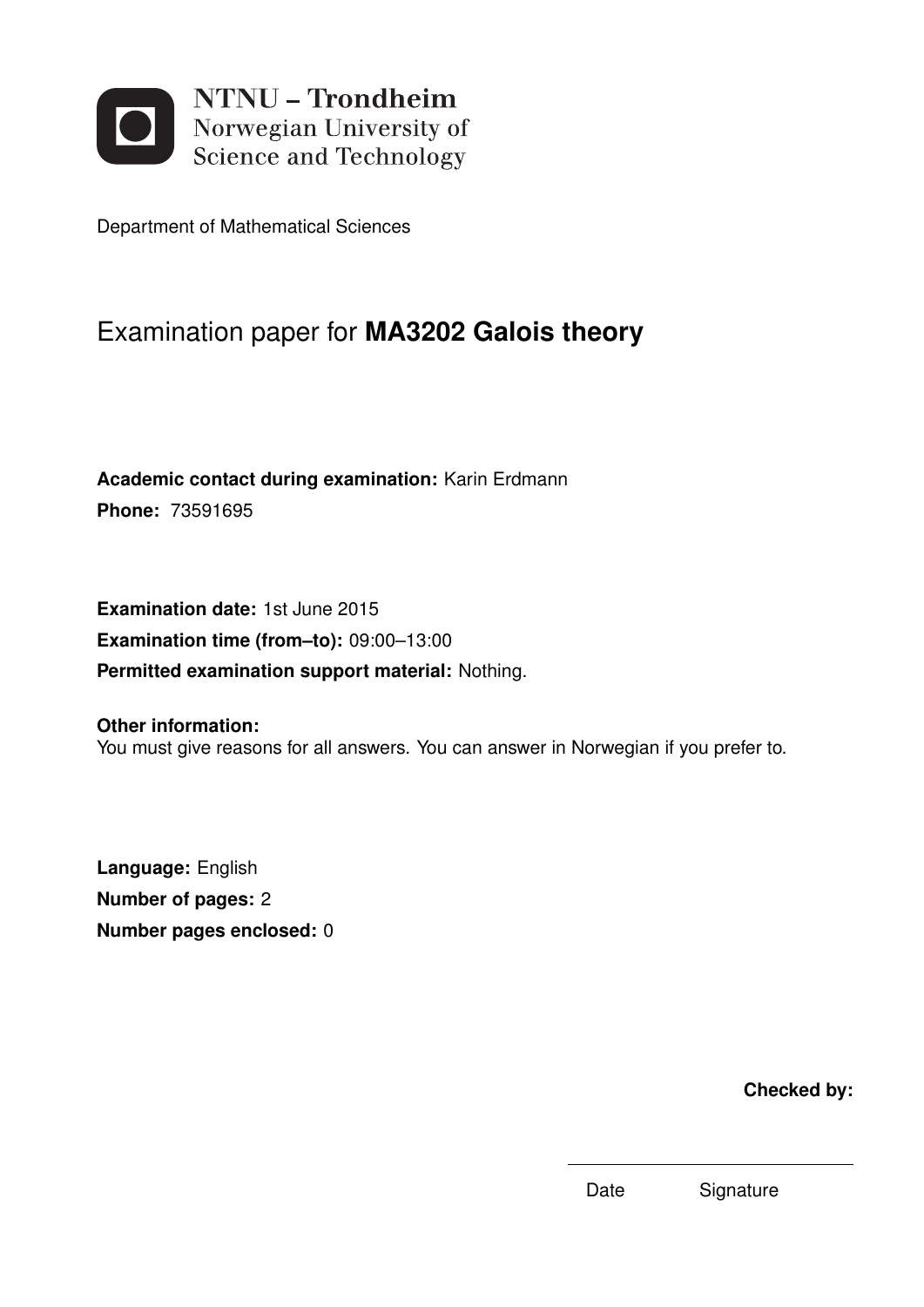NTNU – Trondheim
Norwegian University of
Science and Technology

Department of Mathematical Sciences

# Examination paper for **MA3202 Galois theory**

**Academic contact during examination:** Karin Erdmann
**Phone:** 73591695

**Examination date:** 1st June 2015
**Examination time (from–to):** 09:00–13:00
**Permitted examination support material:** Nothing.

**Other information:**
You must give reasons for all answers. You can answer in Norwegian if you prefer to.

**Language:** English
**Number of pages:** 2
**Number pages enclosed:** 0

**Checked by:**

Date Signature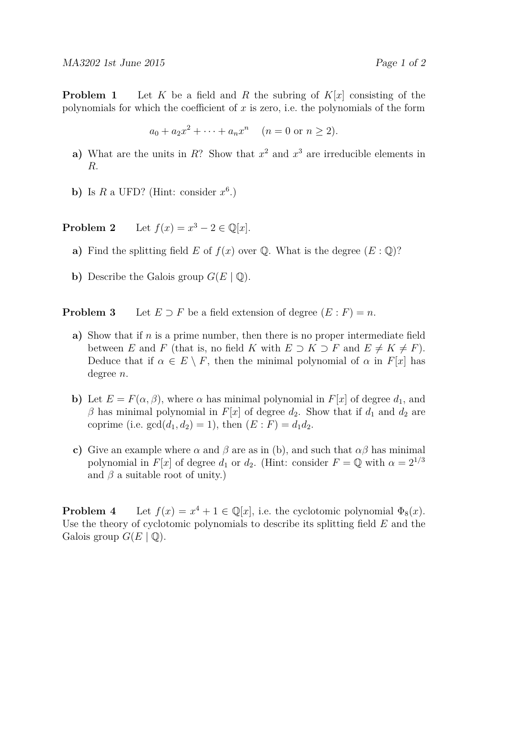**Problem 1** Let $K$ be a field and $R$ the subring of $K[x]$ consisting of the polynomials for which the coefficient of $x$ is zero, i.e. the polynomials of the form

$$a_0 + a_2x^2 + \cdots + a_nx^n \quad (n = 0 \text{ or } n \geq 2).$$

**a)** What are the units in $R$? Show that $x^2$ and $x^3$ are irreducible elements in $R$.

**b)** Is $R$ a UFD? (Hint: consider $x^6$.)

**Problem 2** Let $f(x) = x^3 - 2 \in \mathbb{Q}[x]$.

**a)** Find the splitting field $E$ of $f(x)$ over $\mathbb{Q}$. What is the degree $(E : \mathbb{Q})$?

**b)** Describe the Galois group $G(E \mid \mathbb{Q})$.

**Problem 3** Let $E \supset F$ be a field extension of degree $(E : F) = n$.

**a)** Show that if $n$ is a prime number, then there is no proper intermediate field between $E$ and $F$ (that is, no field $K$ with $E \supset K \supset F$ and $E \neq K \neq F$). Deduce that if $\alpha \in E \setminus F$, then the minimal polynomial of $\alpha$ in $F[x]$ has degree $n$.

**b)** Let $E = F(\alpha, \beta)$, where $\alpha$ has minimal polynomial in $F[x]$ of degree $d_1$, and $\beta$ has minimal polynomial in $F[x]$ of degree $d_2$. Show that if $d_1$ and $d_2$ are coprime (i.e. $\gcd(d_1, d_2) = 1$), then $(E : F) = d_1 d_2$.

**c)** Give an example where $\alpha$ and $\beta$ are as in (b), and such that $\alpha\beta$ has minimal polynomial in $F[x]$ of degree $d_1$ or $d_2$. (Hint: consider $F = \mathbb{Q}$ with $\alpha = 2^{1/3}$ and $\beta$ a suitable root of unity.)

**Problem 4** Let $f(x) = x^4 + 1 \in \mathbb{Q}[x]$, i.e. the cyclotomic polynomial $\Phi_8(x)$. Use the theory of cyclotomic polynomials to describe its splitting field $E$ and the Galois group $G(E \mid \mathbb{Q})$.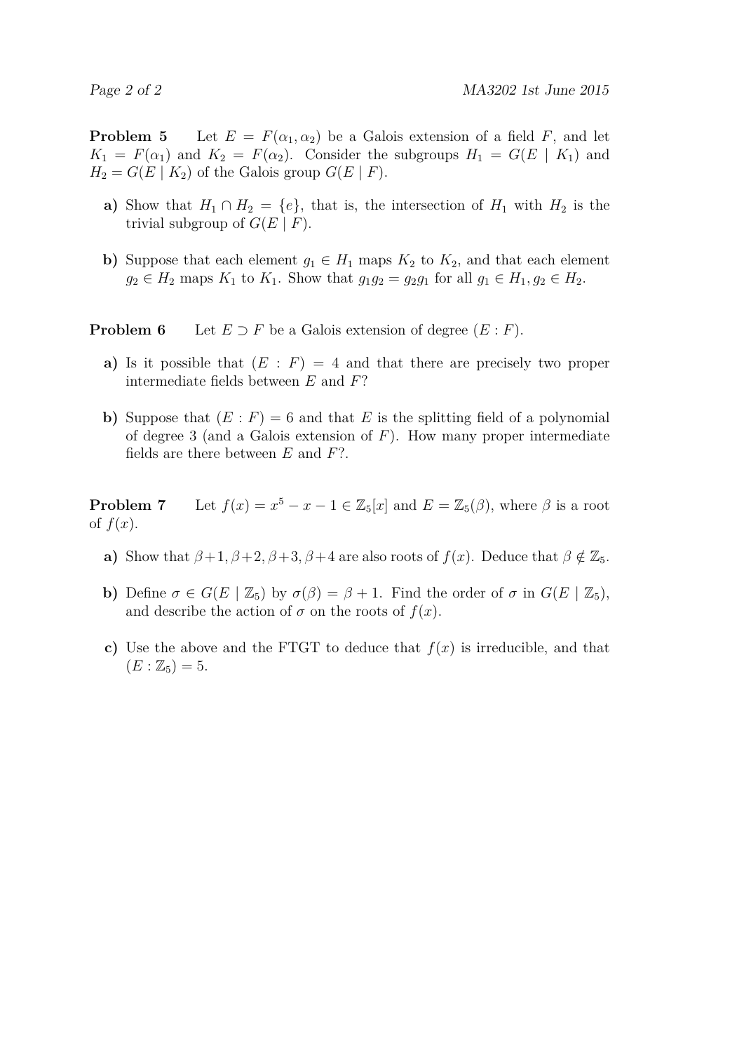**Problem 5** Let $E = F(\alpha_1, \alpha_2)$ be a Galois extension of a field $F$, and let $K_1 = F(\alpha_1)$ and $K_2 = F(\alpha_2)$. Consider the subgroups $H_1 = G(E \mid K_1)$ and $H_2 = G(E \mid K_2)$ of the Galois group $G(E \mid F)$.

**a)** Show that $H_1 \cap H_2 = \{e\}$, that is, the intersection of $H_1$ with $H_2$ is the trivial subgroup of $G(E \mid F)$.

**b)** Suppose that each element $g_1 \in H_1$ maps $K_2$ to $K_2$, and that each element $g_2 \in H_2$ maps $K_1$ to $K_1$. Show that $g_1 g_2 = g_2 g_1$ for all $g_1 \in H_1, g_2 \in H_2$.

**Problem 6** Let $E \supset F$ be a Galois extension of degree $(E : F)$.

**a)** Is it possible that $(E : F) = 4$ and that there are precisely two proper intermediate fields between $E$ and $F$?

**b)** Suppose that $(E : F) = 6$ and that $E$ is the splitting field of a polynomial of degree 3 (and a Galois extension of $F$). How many proper intermediate fields are there between $E$ and $F$?.

**Problem 7** Let $f(x) = x^5 - x - 1 \in \mathbb{Z}_5[x]$ and $E = \mathbb{Z}_5(\beta)$, where $\beta$ is a root of $f(x)$.

**a)** Show that $\beta+1, \beta+2, \beta+3, \beta+4$ are also roots of $f(x)$. Deduce that $\beta \notin \mathbb{Z}_5$.

**b)** Define $\sigma \in G(E \mid \mathbb{Z}_5)$ by $\sigma(\beta) = \beta + 1$. Find the order of $\sigma$ in $G(E \mid \mathbb{Z}_5)$, and describe the action of $\sigma$ on the roots of $f(x)$.

**c)** Use the above and the FTGT to deduce that $f(x)$ is irreducible, and that $(E : \mathbb{Z}_5) = 5$.